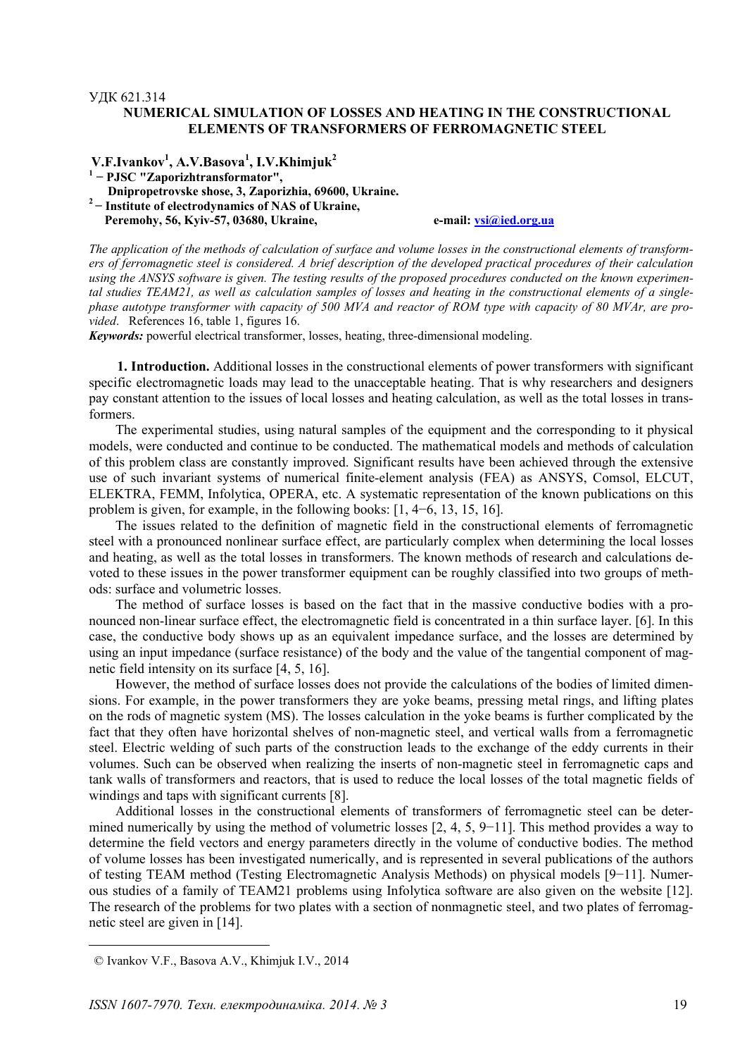УДК 621.314

# NUMERICAL SIMULATION OF LOSSES AND HEATING IN THE CONSTRUCTIONAL ELEMENTS OF TRANSFORMERS OF FERROMAGNETIC STEEL

**V.F.Ivankov[1], A.V.Basova[1], I.V.Khimjuk[2]**

**[1] – PJSC "Zaporizhtransformator",
Dnipropetrovske shose, 3, Zaporizhia, 69600, Ukraine.**

**[2] – Institute of electrodynamics of NAS of Ukraine,
Peremohy, 56, Kyiv-57, 03680, Ukraine,** **e-mail: vsi@ied.org.ua**

*The application of the methods of calculation of surface and volume losses in the constructional elements of transformers of ferromagnetic steel is considered. A brief description of the developed practical procedures of their calculation using the ANSYS software is given. The testing results of the proposed procedures conducted on the known experimental studies TEAM21, as well as calculation samples of losses and heating in the constructional elements of a single-phase autotype transformer with capacity of 500 MVA and reactor of ROM type with capacity of 80 MVAr, are provided*. References 16, table 1, figures 16.

***Keywords:*** powerful electrical transformer, losses, heating, three-dimensional modeling.

**1. Introduction.** Additional losses in the constructional elements of power transformers with significant specific electromagnetic loads may lead to the unacceptable heating. That is why researchers and designers pay constant attention to the issues of local losses and heating calculation, as well as the total losses in transformers.

The experimental studies, using natural samples of the equipment and the corresponding to it physical models, were conducted and continue to be conducted. The mathematical models and methods of calculation of this problem class are constantly improved. Significant results have been achieved through the extensive use of such invariant systems of numerical finite-element analysis (FEA) as ANSYS, Comsol, ELCUT, ELEKTRA, FEMM, Infolytica, OPERA, etc. A systematic representation of the known publications on this problem is given, for example, in the following books: [1, 4−6, 13, 15, 16].

The issues related to the definition of magnetic field in the constructional elements of ferromagnetic steel with a pronounced nonlinear surface effect, are particularly complex when determining the local losses and heating, as well as the total losses in transformers. The known methods of research and calculations devoted to these issues in the power transformer equipment can be roughly classified into two groups of methods: surface and volumetric losses.

The method of surface losses is based on the fact that in the massive conductive bodies with a pronounced non-linear surface effect, the electromagnetic field is concentrated in a thin surface layer. [6]. In this case, the conductive body shows up as an equivalent impedance surface, and the losses are determined by using an input impedance (surface resistance) of the body and the value of the tangential component of magnetic field intensity on its surface [4, 5, 16].

However, the method of surface losses does not provide the calculations of the bodies of limited dimensions. For example, in the power transformers they are yoke beams, pressing metal rings, and lifting plates on the rods of magnetic system (MS). The losses calculation in the yoke beams is further complicated by the fact that they often have horizontal shelves of non-magnetic steel, and vertical walls from a ferromagnetic steel. Electric welding of such parts of the construction leads to the exchange of the eddy currents in their volumes. Such can be observed when realizing the inserts of non-magnetic steel in ferromagnetic caps and tank walls of transformers and reactors, that is used to reduce the local losses of the total magnetic fields of windings and taps with significant currents [8].

Additional losses in the constructional elements of transformers of ferromagnetic steel can be determined numerically by using the method of volumetric losses [2, 4, 5, 9−11]. This method provides a way to determine the field vectors and energy parameters directly in the volume of conductive bodies. The method of volume losses has been investigated numerically, and is represented in several publications of the authors of testing TEAM method (Testing Electromagnetic Analysis Methods) on physical models [9−11]. Numerous studies of a family of TEAM21 problems using Infolytica software are also given on the website [12]. The research of the problems for two plates with a section of nonmagnetic steel, and two plates of ferromagnetic steel are given in [14].

© Ivankov V.F., Basova A.V., Khimjuk I.V., 2014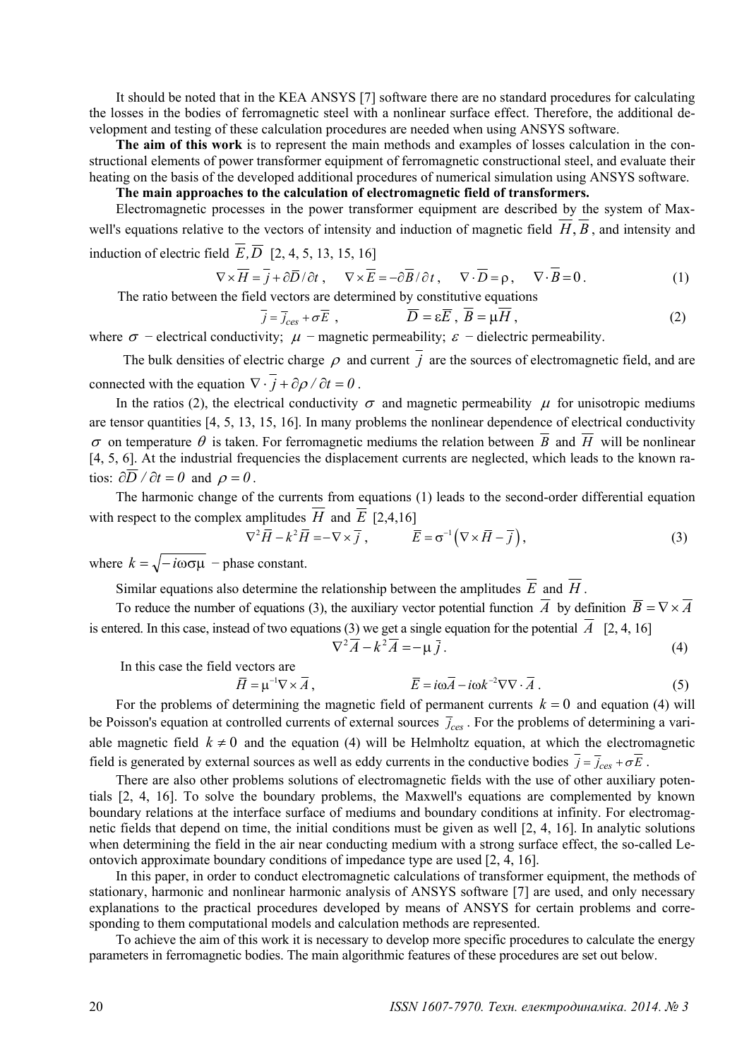It should be noted that in the KEA ANSYS [7] software there are no standard procedures for calculating the losses in the bodies of ferromagnetic steel with a nonlinear surface effect. Therefore, the additional development and testing of these calculation procedures are needed when using ANSYS software.

**The aim of this work** is to represent the main methods and examples of losses calculation in the constructional elements of power transformer equipment of ferromagnetic constructional steel, and evaluate their heating on the basis of the developed additional procedures of numerical simulation using ANSYS software.

**The main approaches to the calculation of electromagnetic field of transformers.**

Electromagnetic processes in the power transformer equipment are described by the system of Maxwell's equations relative to the vectors of intensity and induction of magnetic field $\overline{H}, \overline{B}$, and intensity and induction of electric field $\overline{E}, \overline{D}$ [2, 4, 5, 13, 15, 16]

$$\nabla\times\overline{H} = \overline{j} + \partial\overline{D}/\partial t\,, \quad \nabla\times\overline{E} = -\partial\overline{B}/\partial t\,, \quad \nabla\cdot\overline{D} = \rho\,, \quad \nabla\cdot\overline{B} = 0\,. \tag{1}$$

The ratio between the field vectors are determined by constitutive equations

$$\overline{j} = \overline{j}_{ces} + \sigma\overline{E}\,, \qquad \overline{D} = \varepsilon\overline{E}\,,\ \overline{B} = \mu\overline{H}\,, \tag{2}$$

where $\sigma$ − electrical conductivity; $\mu$ − magnetic permeability; $\varepsilon$ − dielectric permeability.

The bulk densities of electric charge $\rho$ and current $\overline{j}$ are the sources of electromagnetic field, and are connected with the equation $\nabla\cdot\overline{j} + \partial\rho/\partial t = 0$.

In the ratios (2), the electrical conductivity $\sigma$ and magnetic permeability $\mu$ for unisotropic mediums are tensor quantities [4, 5, 13, 15, 16]. In many problems the nonlinear dependence of electrical conductivity $\sigma$ on temperature $\theta$ is taken. For ferromagnetic mediums the relation between $\overline{B}$ and $\overline{H}$ will be nonlinear [4, 5, 6]. At the industrial frequencies the displacement currents are neglected, which leads to the known ratios: $\partial\overline{D}/\partial t = 0$ and $\rho = 0$.

The harmonic change of the currents from equations (1) leads to the second-order differential equation with respect to the complex amplitudes $\overline{H}$ and $\overline{E}$ [2,4,16]

$$\nabla^2\overline{H} - k^2\overline{H} = -\nabla\times\overline{j}\,, \qquad \overline{E} = \sigma^{-1}\left(\nabla\times\overline{H} - \overline{j}\right), \tag{3}$$

where $k = \sqrt{-i\omega\sigma\mu}$ − phase constant.

Similar equations also determine the relationship between the amplitudes $\overline{E}$ and $\overline{H}$.

To reduce the number of equations (3), the auxiliary vector potential function $\overline{A}$ by definition $\overline{B} = \nabla\times\overline{A}$ is entered. In this case, instead of two equations (3) we get a single equation for the potential $\overline{A}$ [2, 4, 16]

$$\nabla^2\overline{A} - k^2\overline{A} = -\mu\,\overline{j}\,. \tag{4}$$

In this case the field vectors are

$$\overline{H} = \mu^{-1}\nabla\times\overline{A}\,, \qquad \overline{E} = i\omega\overline{A} - i\omega k^{-2}\nabla\nabla\cdot\overline{A}\,. \tag{5}$$

For the problems of determining the magnetic field of permanent currents $k = 0$ and equation (4) will be Poisson's equation at controlled currents of external sources $\overline{j}_{ces}$. For the problems of determining a variable magnetic field $k \neq 0$ and the equation (4) will be Helmholtz equation, at which the electromagnetic field is generated by external sources as well as eddy currents in the conductive bodies $\overline{j} = \overline{j}_{ces} + \sigma\overline{E}$.

There are also other problems solutions of electromagnetic fields with the use of other auxiliary potentials [2, 4, 16]. To solve the boundary problems, the Maxwell's equations are complemented by known boundary relations at the interface surface of mediums and boundary conditions at infinity. For electromagnetic fields that depend on time, the initial conditions must be given as well [2, 4, 16]. In analytic solutions when determining the field in the air near conducting medium with a strong surface effect, the so-called Leontovich approximate boundary conditions of impedance type are used [2, 4, 16].

In this paper, in order to conduct electromagnetic calculations of transformer equipment, the methods of stationary, harmonic and nonlinear harmonic analysis of ANSYS software [7] are used, and only necessary explanations to the practical procedures developed by means of ANSYS for certain problems and corresponding to them computational models and calculation methods are represented.

To achieve the aim of this work it is necessary to develop more specific procedures to calculate the energy parameters in ferromagnetic bodies. The main algorithmic features of these procedures are set out below.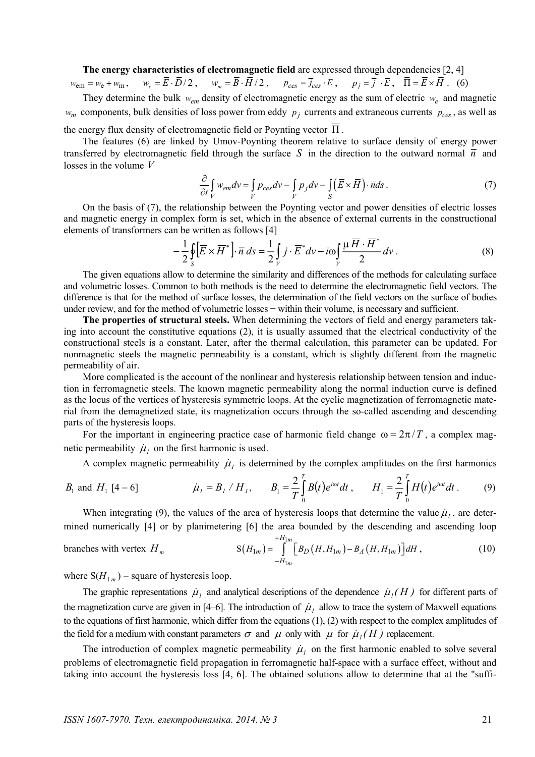**The energy characteristics of electromagnetic field** are expressed through dependencies [2, 4]

$$w_{\text{em}} = w_{\text{e}} + w_{\text{m}}, \quad w_e = \bar{E} \cdot \bar{D}/2, \quad w_m = \bar{B} \cdot \bar{H}/2, \quad p_{ces} = \bar{j}_{ces} \cdot \bar{E}, \quad p_j = \bar{j} \cdot \bar{E}, \quad \Pi = \bar{E} \times \bar{H}. \quad (6)$$

They determine the bulk $w_{em}$ density of electromagnetic energy as the sum of electric $w_e$ and magnetic $w_m$ components, bulk densities of loss power from eddy $p_j$ currents and extraneous currents $p_{ces}$, as well as the energy flux density of electromagnetic field or Poynting vector $\bar{\Pi}$.

The features (6) are linked by Umov-Poynting theorem relative to surface density of energy power transferred by electromagnetic field through the surface $S$ in the direction to the outward normal $\bar{n}$ and losses in the volume $V$

$$\frac{\partial}{\partial t}\int_V w_{em} dv = \int_V p_{ces} dv - \int_V p_j dv - \int_S \left(\bar{E} \times \bar{H}\right) \cdot \bar{n} ds. \quad (7)$$

On the basis of (7), the relationship between the Poynting vector and power densities of electric losses and magnetic energy in complex form is set, which in the absence of external currents in the constructional elements of transformers can be written as follows [4]

$$-\frac{1}{2}\oint_S \left[\bar{E} \times \bar{H}^*\right] \cdot \bar{n}\, ds = \frac{1}{2}\int_V \bar{j} \cdot \bar{E}^* dv - i\omega \int_V \frac{\mu \bar{H} \cdot \bar{H}^*}{2} dv. \quad (8)$$

The given equations allow to determine the similarity and differences of the methods for calculating surface and volumetric losses. Common to both methods is the need to determine the electromagnetic field vectors. The difference is that for the method of surface losses, the determination of the field vectors on the surface of bodies under review, and for the method of volumetric losses − within their volume, is necessary and sufficient.

**The properties of structural steels.** When determining the vectors of field and energy parameters taking into account the constitutive equations (2), it is usually assumed that the electrical conductivity of the constructional steels is a constant. Later, after the thermal calculation, this parameter can be updated. For nonmagnetic steels the magnetic permeability is a constant, which is slightly different from the magnetic permeability of air.

More complicated is the account of the nonlinear and hysteresis relationship between tension and induction in ferromagnetic steels. The known magnetic permeability along the normal induction curve is defined as the locus of the vertices of hysteresis symmetric loops. At the cyclic magnetization of ferromagnetic material from the demagnetized state, its magnetization occurs through the so-called ascending and descending parts of the hysteresis loops.

For the important in engineering practice case of harmonic field change $\omega = 2\pi / T$, a complex magnetic permeability $\dot{\mu}_1$ on the first harmonic is used.

A complex magnetic permeability $\dot{\mu}_1$ is determined by the complex amplitudes on the first harmonics $B_1$ and $H_1$ [4 – 6]

$$\dot{\mu}_1 = B_1 / H_1, \qquad B_1 = \frac{2}{T}\int_0^T B(t) e^{i\omega t} dt, \qquad H_1 = \frac{2}{T}\int_0^T H(t) e^{i\omega t} dt. \quad (9)$$

When integrating (9), the values of the area of hysteresis loops that determine the value $\dot{\mu}_1$, are determined numerically [4] or by planimetering [6] the area bounded by the descending and ascending loop branches with vertex $H_m$

$$\text{S}(H_{1m}) = \int_{-H_{1m}}^{+H_{1m}} \left[B_D(H, H_{1m}) - B_A(H, H_{1m})\right] dH, \quad (10)$$

where $\text{S}(H_{1m})$ – square of hysteresis loop.

The graphic representations $\dot{\mu}_1$ and analytical descriptions of the dependence $\dot{\mu}_1(H)$ for different parts of the magnetization curve are given in [4–6]. The introduction of $\dot{\mu}_1$ allow to trace the system of Maxwell equations to the equations of first harmonic, which differ from the equations (1), (2) with respect to the complex amplitudes of the field for a medium with constant parameters $\sigma$ and $\mu$ only with $\mu$ for $\dot{\mu}_1(H)$ replacement.

The introduction of complex magnetic permeability $\dot{\mu}_1$ on the first harmonic enabled to solve several problems of electromagnetic field propagation in ferromagnetic half-space with a surface effect, without and taking into account the hysteresis loss [4, 6]. The obtained solutions allow to determine that at the "suffi-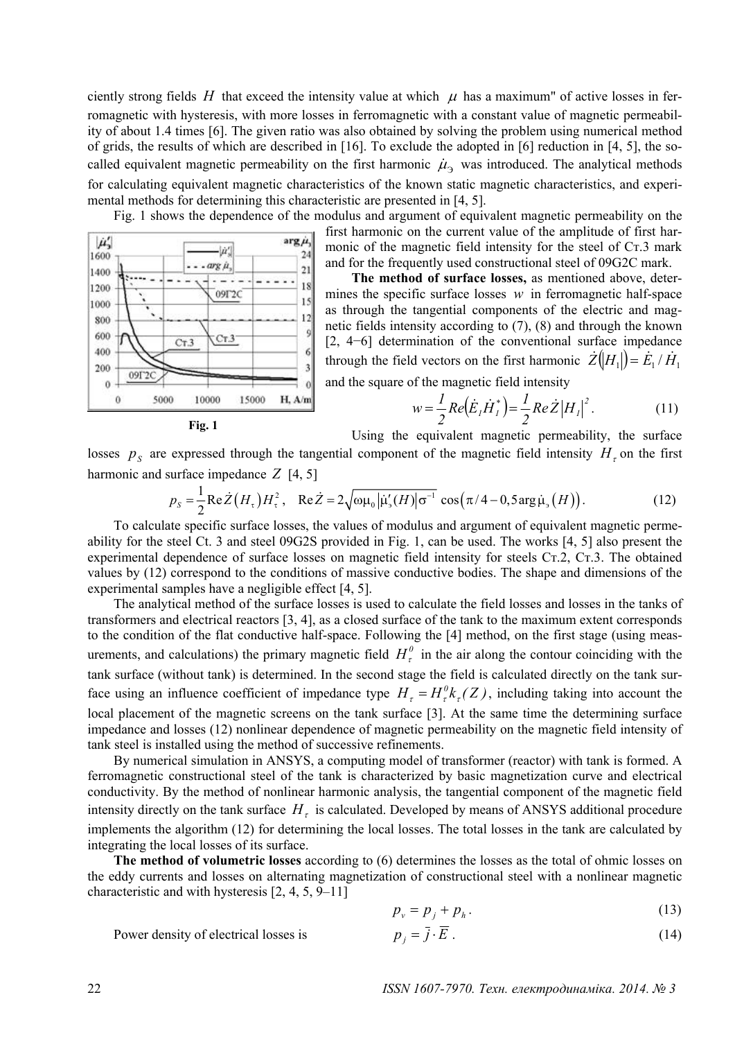ciently strong fields $H$ that exceed the intensity value at which $\mu$ has a maximum" of active losses in ferromagnetic with hysteresis, with more losses in ferromagnetic with a constant value of magnetic permeability of about 1.4 times [6]. The given ratio was also obtained by solving the problem using numerical method of grids, the results of which are described in [16]. To exclude the adopted in [6] reduction in [4, 5], the so-called equivalent magnetic permeability on the first harmonic $\dot{\mu}_Э$ was introduced. The analytical methods for calculating equivalent magnetic characteristics of the known static magnetic characteristics, and experimental methods for determining this characteristic are presented in [4, 5].

Fig. 1 shows the dependence of the modulus and argument of equivalent magnetic permeability on the first harmonic on the current value of the amplitude of first harmonic of the magnetic field intensity for the steel of Ст.3 mark and for the frequently used constructional steel of 09G2C mark.

**Fig. 1**

**The method of surface losses,** as mentioned above, determines the specific surface losses $w$ in ferromagnetic half-space as through the tangential components of the electric and magnetic fields intensity according to (7), (8) and through the known [2, 4−6] determination of the conventional surface impedance through the field vectors on the first harmonic $\dot{Z}(|H_1|) = \dot{E}_1 / \dot{H}_1$ and the square of the magnetic field intensity

$$w = \frac{1}{2} Re\left(\dot{E}_1 \dot{H}_1^*\right) = \frac{1}{2} Re\dot{Z} \left|H_1\right|^2. \tag{11}$$

Using the equivalent magnetic permeability, the surface losses $p_S$ are expressed through the tangential component of the magnetic field intensity $H_\tau$ on the first harmonic and surface impedance $Z$ [4, 5]

$$p_S = \frac{1}{2} \mathrm{Re}\dot{Z}\left(H_\tau\right) H_\tau^2, \quad \mathrm{Re}\dot{Z} = 2\sqrt{\omega \mu_0 \left|\dot{\mu}'_э(H)\right| \sigma^{-1}} \cos\left(\pi/4 - 0{,}5 \arg \dot{\mu}_э\left(H\right)\right). \tag{12}$$

To calculate specific surface losses, the values of modulus and argument of equivalent magnetic permeability for the steel Ct. 3 and steel 09G2S provided in Fig. 1, can be used. The works [4, 5] also present the experimental dependence of surface losses on magnetic field intensity for steels Ст.2, Ст.3. The obtained values by (12) correspond to the conditions of massive conductive bodies. The shape and dimensions of the experimental samples have a negligible effect [4, 5].

The analytical method of the surface losses is used to calculate the field losses and losses in the tanks of transformers and electrical reactors [3, 4], as a closed surface of the tank to the maximum extent corresponds to the condition of the flat conductive half-space. Following the [4] method, on the first stage (using measurements, and calculations) the primary magnetic field $H_\tau^0$ in the air along the contour coinciding with the tank surface (without tank) is determined. In the second stage the field is calculated directly on the tank surface using an influence coefficient of impedance type $H_\tau = H_\tau^0 k_\tau(Z)$, including taking into account the local placement of the magnetic screens on the tank surface [3]. At the same time the determining surface impedance and losses (12) nonlinear dependence of magnetic permeability on the magnetic field intensity of tank steel is installed using the method of successive refinements.

By numerical simulation in ANSYS, a computing model of transformer (reactor) with tank is formed. A ferromagnetic constructional steel of the tank is characterized by basic magnetization curve and electrical conductivity. By the method of nonlinear harmonic analysis, the tangential component of the magnetic field intensity directly on the tank surface $H_\tau$ is calculated. Developed by means of ANSYS additional procedure implements the algorithm (12) for determining the local losses. The total losses in the tank are calculated by integrating the local losses of its surface.

**The method of volumetric losses** according to (6) determines the losses as the total of ohmic losses on the eddy currents and losses on alternating magnetization of constructional steel with a nonlinear magnetic characteristic and with hysteresis [2, 4, 5, 9–11]

$$p_v = p_j + p_h. \tag{13}$$

Power density of electrical losses is

$$p_j = \bar{j} \cdot \bar{E}. \tag{14}$$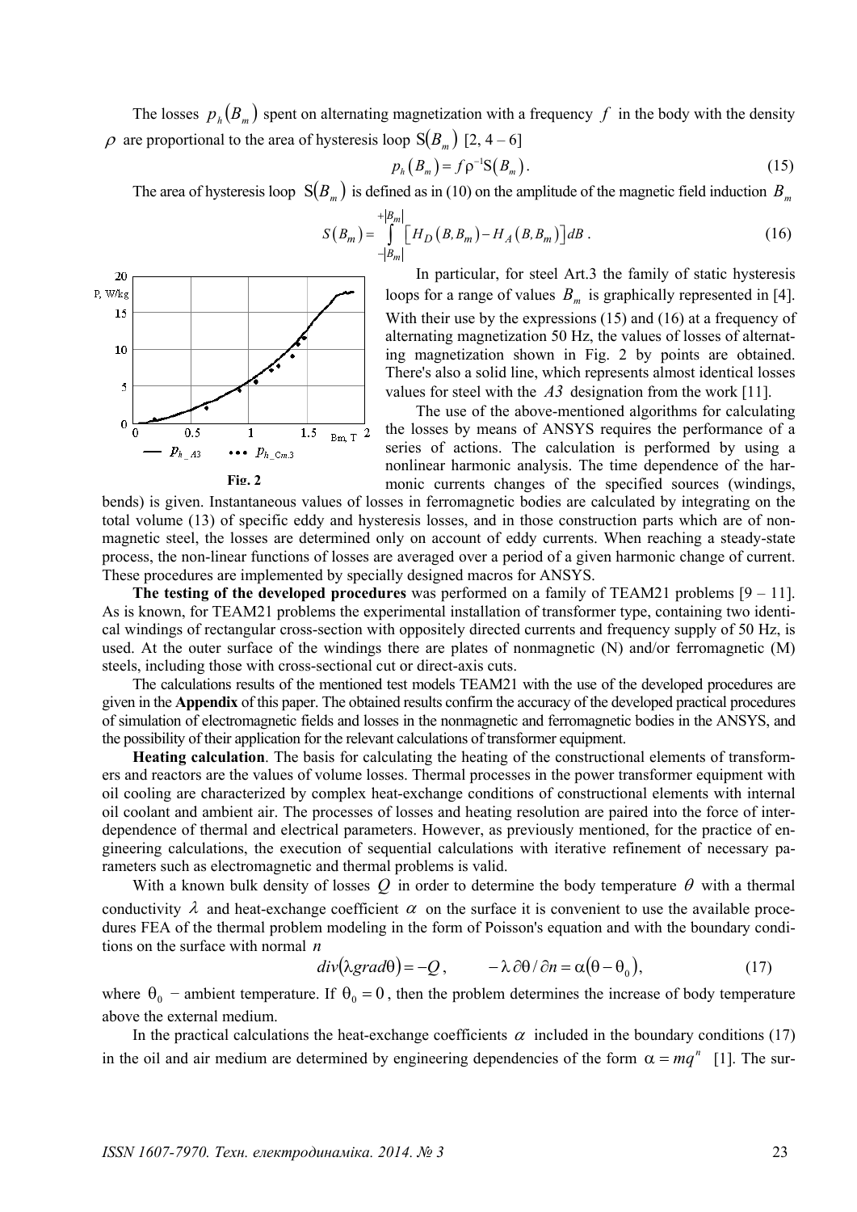The losses $p_h(B_m)$ spent on alternating magnetization with a frequency $f$ in the body with the density $\rho$ are proportional to the area of hysteresis loop $S(B_m)$ [2, 4 – 6]

$$p_h(B_m) = f\rho^{-1}S(B_m). \tag{15}$$

The area of hysteresis loop $S(B_m)$ is defined as in (10) on the amplitude of the magnetic field induction $B_m$

$$S(B_m) = \int_{-|B_m|}^{+|B_m|} \left[ H_D(B, B_m) - H_A(B, B_m) \right] dB. \tag{16}$$

In particular, for steel Art.3 the family of static hysteresis loops for a range of values $B_m$ is graphically represented in [4]. With their use by the expressions (15) and (16) at a frequency of alternating magnetization 50 Hz, the values of losses of alternating magnetization shown in Fig. 2 by points are obtained. There's also a solid line, which represents almost identical losses values for steel with the $A3$ designation from the work [11].

**Fig. 2**

The use of the above-mentioned algorithms for calculating the losses by means of ANSYS requires the performance of a series of actions. The calculation is performed by using a nonlinear harmonic analysis. The time dependence of the harmonic currents changes of the specified sources (windings, bends) is given. Instantaneous values of losses in ferromagnetic bodies are calculated by integrating on the total volume (13) of specific eddy and hysteresis losses, and in those construction parts which are of non-magnetic steel, the losses are determined only on account of eddy currents. When reaching a steady-state process, the non-linear functions of losses are averaged over a period of a given harmonic change of current. These procedures are implemented by specially designed macros for ANSYS.

**The testing of the developed procedures** was performed on a family of TEAM21 problems [9 – 11]. As is known, for TEAM21 problems the experimental installation of transformer type, containing two identical windings of rectangular cross-section with oppositely directed currents and frequency supply of 50 Hz, is used. At the outer surface of the windings there are plates of nonmagnetic (N) and/or ferromagnetic (M) steels, including those with cross-sectional cut or direct-axis cuts.

The calculations results of the mentioned test models TEAM21 with the use of the developed procedures are given in the **Appendix** of this paper. The obtained results confirm the accuracy of the developed practical procedures of simulation of electromagnetic fields and losses in the nonmagnetic and ferromagnetic bodies in the ANSYS, and the possibility of their application for the relevant calculations of transformer equipment.

**Heating calculation**. The basis for calculating the heating of the constructional elements of transformers and reactors are the values of volume losses. Thermal processes in the power transformer equipment with oil cooling are characterized by complex heat-exchange conditions of constructional elements with internal oil coolant and ambient air. The processes of losses and heating resolution are paired into the force of interdependence of thermal and electrical parameters. However, as previously mentioned, for the practice of engineering calculations, the execution of sequential calculations with iterative refinement of necessary parameters such as electromagnetic and thermal problems is valid.

With a known bulk density of losses $Q$ in order to determine the body temperature $\theta$ with a thermal conductivity $\lambda$ and heat-exchange coefficient $\alpha$ on the surface it is convenient to use the available procedures FEA of the thermal problem modeling in the form of Poisson's equation and with the boundary conditions on the surface with normal $n$

$$div(\lambda grad\theta) = -Q, \qquad -\lambda\,\partial\theta/\partial n = \alpha(\theta - \theta_0), \tag{17}$$

where $\theta_0$ − ambient temperature. If $\theta_0 = 0$, then the problem determines the increase of body temperature above the external medium.

In the practical calculations the heat-exchange coefficients $\alpha$ included in the boundary conditions (17) in the oil and air medium are determined by engineering dependencies of the form $\alpha = mq^n$ [1]. The sur-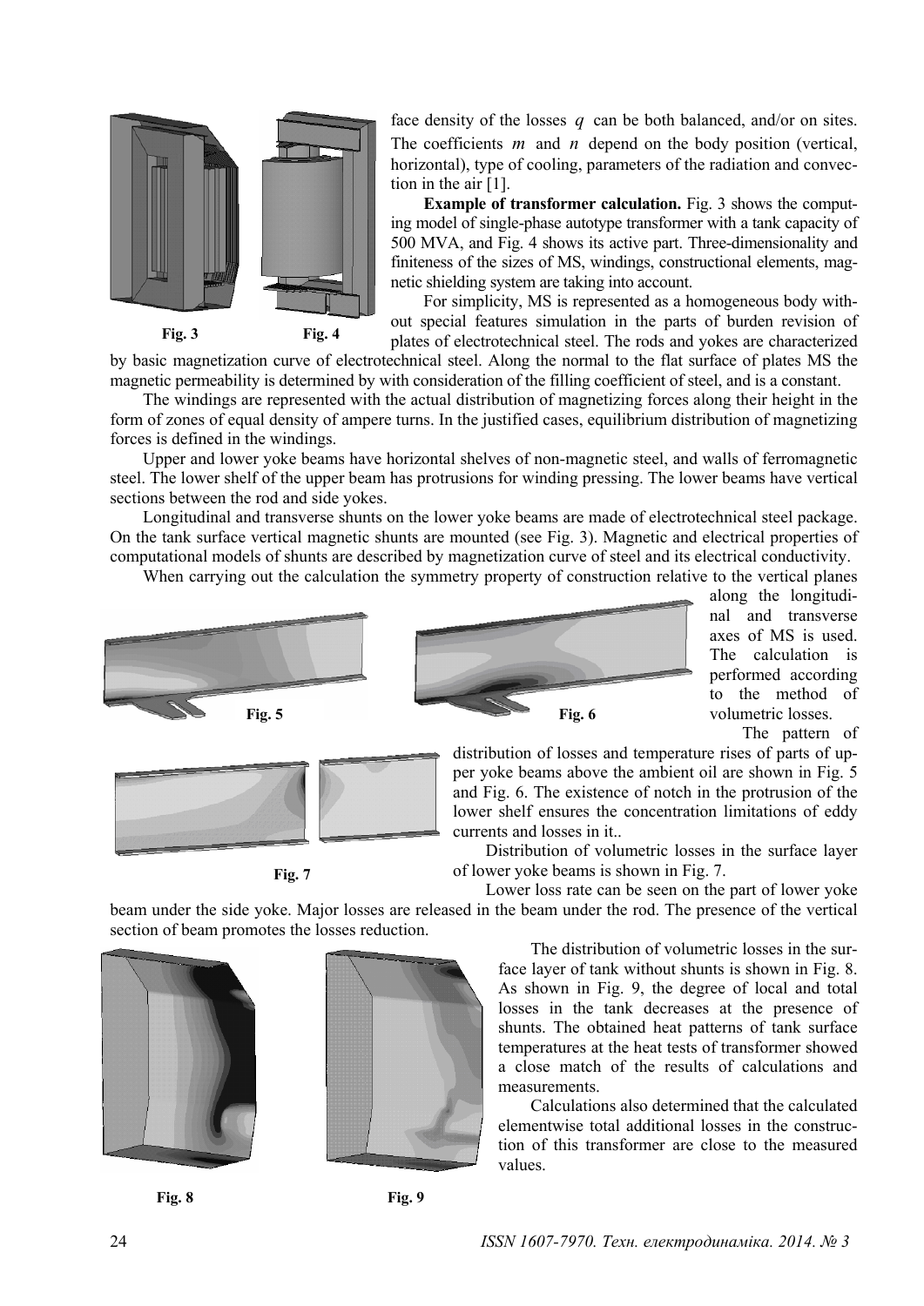face density of the losses $q$ can be both balanced, and/or on sites. The coefficients $m$ and $n$ depend on the body position (vertical, horizontal), type of cooling, parameters of the radiation and convection in the air [1].

**Example of transformer calculation.** Fig. 3 shows the computing model of single-phase autotype transformer with a tank capacity of 500 MVA, and Fig. 4 shows its active part. Three-dimensionality and finiteness of the sizes of MS, windings, constructional elements, magnetic shielding system are taking into account.

For simplicity, MS is represented as a homogeneous body without special features simulation in the parts of burden revision of plates of electrotechnical steel. The rods and yokes are characterized by basic magnetization curve of electrotechnical steel. Along the normal to the flat surface of plates MS the magnetic permeability is determined by with consideration of the filling coefficient of steel, and is a constant.

Fig. 3 Fig. 4

The windings are represented with the actual distribution of magnetizing forces along their height in the form of zones of equal density of ampere turns. In the justified cases, equilibrium distribution of magnetizing forces is defined in the windings.

Upper and lower yoke beams have horizontal shelves of non-magnetic steel, and walls of ferromagnetic steel. The lower shelf of the upper beam has protrusions for winding pressing. The lower beams have vertical sections between the rod and side yokes.

Longitudinal and transverse shunts on the lower yoke beams are made of electrotechnical steel package. On the tank surface vertical magnetic shunts are mounted (see Fig. 3). Magnetic and electrical properties of computational models of shunts are described by magnetization curve of steel and its electrical conductivity.

When carrying out the calculation the symmetry property of construction relative to the vertical planes along the longitudinal and transverse axes of MS is used. The calculation is performed according to the method of volumetric losses.

Fig. 5 Fig. 6

The pattern of distribution of losses and temperature rises of parts of upper yoke beams above the ambient oil are shown in Fig. 5 and Fig. 6. The existence of notch in the protrusion of the lower shelf ensures the concentration limitations of eddy currents and losses in it..

Distribution of volumetric losses in the surface layer of lower yoke beams is shown in Fig. 7.

Fig. 7

Lower loss rate can be seen on the part of lower yoke beam under the side yoke. Major losses are released in the beam under the rod. The presence of the vertical section of beam promotes the losses reduction.

The distribution of volumetric losses in the surface layer of tank without shunts is shown in Fig. 8. As shown in Fig. 9, the degree of local and total losses in the tank decreases at the presence of shunts. The obtained heat patterns of tank surface temperatures at the heat tests of transformer showed a close match of the results of calculations and measurements.

Calculations also determined that the calculated elementwise total additional losses in the construction of this transformer are close to the measured values.

Fig. 8 Fig. 9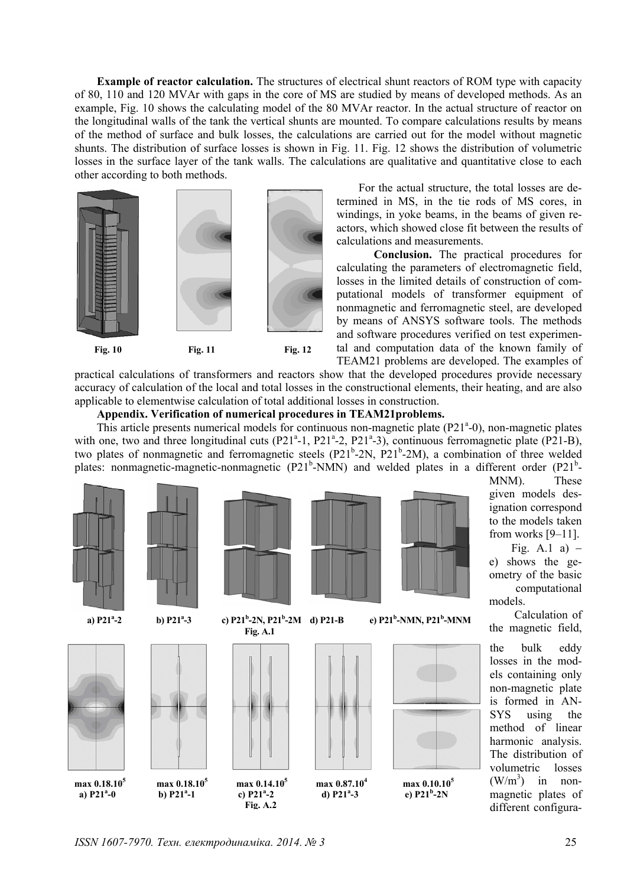**Example of reactor calculation.** The structures of electrical shunt reactors of ROM type with capacity of 80, 110 and 120 MVAr with gaps in the core of MS are studied by means of developed methods. As an example, Fig. 10 shows the calculating model of the 80 MVAr reactor. In the actual structure of reactor on the longitudinal walls of the tank the vertical shunts are mounted. To compare calculations results by means of the method of surface and bulk losses, the calculations are carried out for the model without magnetic shunts. The distribution of surface losses is shown in Fig. 11. Fig. 12 shows the distribution of volumetric losses in the surface layer of the tank walls. The calculations are qualitative and quantitative close to each other according to both methods.

Fig. 10 Fig. 11 Fig. 12

For the actual structure, the total losses are determined in MS, in the tie rods of MS cores, in windings, in yoke beams, in the beams of given reactors, which showed close fit between the results of calculations and measurements.

**Conclusion.** The practical procedures for calculating the parameters of electromagnetic field, losses in the limited details of construction of computational models of transformer equipment of nonmagnetic and ferromagnetic steel, are developed by means of ANSYS software tools. The methods and software procedures verified on test experimental and computation data of the known family of TEAM21 problems are developed. The examples of practical calculations of transformers and reactors show that the developed procedures provide necessary accuracy of calculation of the local and total losses in the constructional elements, their heating, and are also applicable to elementwise calculation of total additional losses in construction.

**Appendix. Verification of numerical procedures in TEAM21problems.**

This article presents numerical models for continuous non-magnetic plate (P21$^a$-0), non-magnetic plates with one, two and three longitudinal cuts (P21$^a$-1, P21$^a$-2, P21$^a$-3), continuous ferromagnetic plate (P21-B), two plates of nonmagnetic and ferromagnetic steels (P21$^b$-2N, P21$^b$-2M), a combination of three welded plates: nonmagnetic-magnetic-nonmagnetic (P21$^b$-NMN) and welded plates in a different order (P21$^b$-MNM). These given models designation correspond to the models taken from works [9–11].

Fig. A.1 a) – e) shows the geometry of the basic computational models.

a) P21$^a$-2 b) P21$^a$-3 c) P21$^b$-2N, P21$^b$-2M d) P21-B e) P21$^b$-NMN, P21$^b$-MNM

Fig. A.1

max 0.18.10$^5$ a) P21$^a$-0 max 0.18.10$^5$ b) P21$^a$-1 max 0.14.10$^5$ c) P21$^a$-2 max 0.87.10$^4$ d) P21$^a$-3 max 0.10.10$^5$ e) P21$^b$-2N

Fig. A.2

Calculation of the magnetic field, the bulk eddy losses in the models containing only non-magnetic plate is formed in ANSYS using the method of linear harmonic analysis. The distribution of volumetric losses (W/m$^3$) in non-magnetic plates of different configura-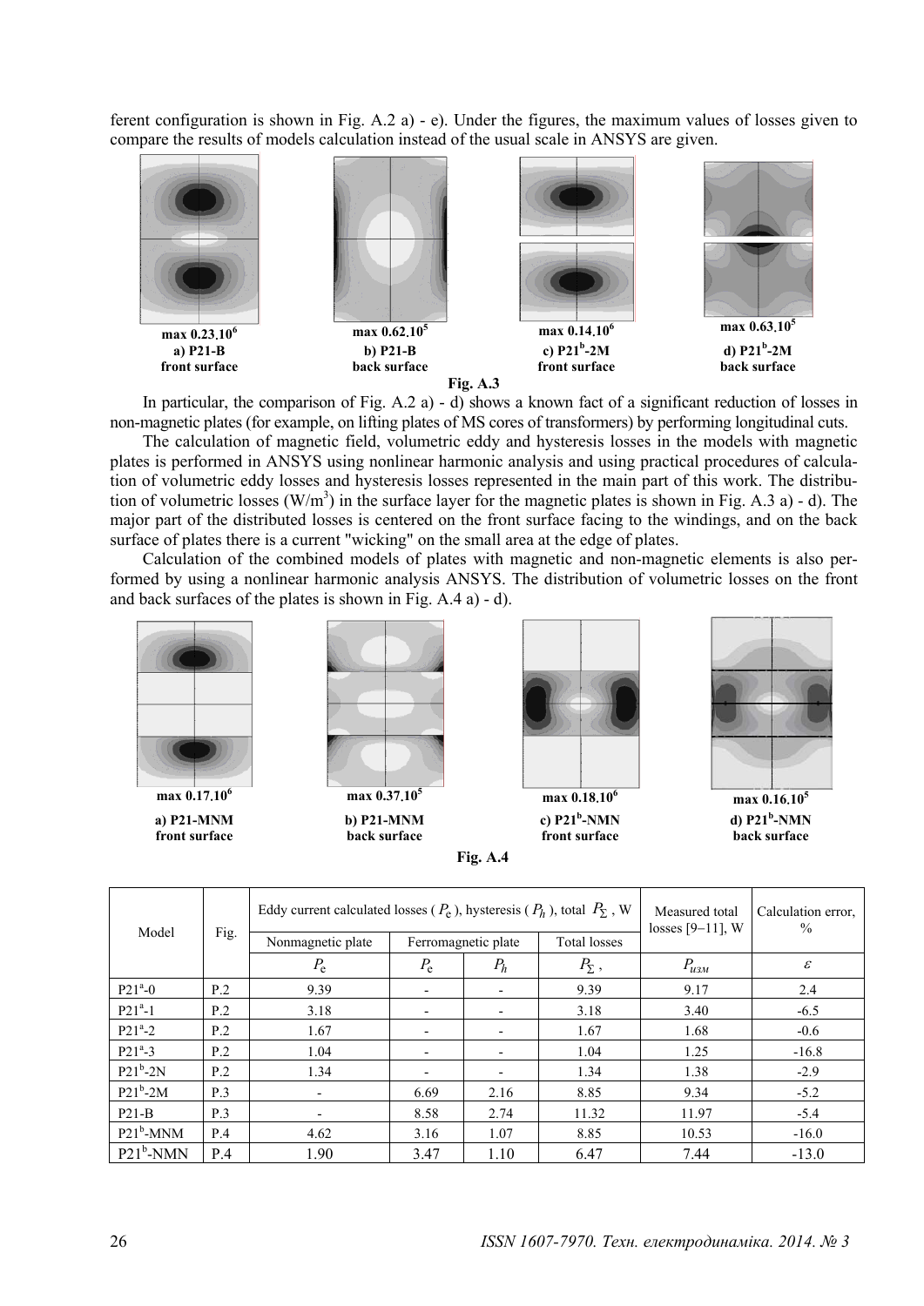ferent configuration is shown in Fig. A.2 a) - e). Under the figures, the maximum values of losses given to compare the results of models calculation instead of the usual scale in ANSYS are given.

max $0.23.10^6$
a) P21-B
front surface

max $0.62.10^5$
b) P21-B
back surface

max $0.14.10^6$
c) $P21^b$-2M
front surface

max $0.63.10^5$
d) $P21^b$-2M
back surface

**Fig. A.3**

In particular, the comparison of Fig. A.2 a) - d) shows a known fact of a significant reduction of losses in non-magnetic plates (for example, on lifting plates of MS cores of transformers) by performing longitudinal cuts.

The calculation of magnetic field, volumetric eddy and hysteresis losses in the models with magnetic plates is performed in ANSYS using nonlinear harmonic analysis and using practical procedures of calculation of volumetric eddy losses and hysteresis losses represented in the main part of this work. The distribution of volumetric losses (W/m$^3$) in the surface layer for the magnetic plates is shown in Fig. A.3 a) - d). The major part of the distributed losses is centered on the front surface facing to the windings, and on the back surface of plates there is a current "wicking" on the small area at the edge of plates.

Calculation of the combined models of plates with magnetic and non-magnetic elements is also performed by using a nonlinear harmonic analysis ANSYS. The distribution of volumetric losses on the front and back surfaces of the plates is shown in Fig. A.4 a) - d).

max $0.17.10^6$
a) P21-MNM
front surface

max $0.37.10^5$
b) P21-MNM
back surface

max $0.18.10^6$
c) $P21^b$-NMN
front surface

max $0.16.10^5$
d) $P21^b$-NMN
back surface

**Fig. A.4**

| Model | Fig. | Eddy current calculated losses ($P_e$), hysteresis ($P_h$), total $P_\Sigma$, W | | | | Measured total losses [9–11], W | Calculation error, % |
|---|---|---|---|---|---|---|---|
| | | Nonmagnetic plate | Ferromagnetic plate | | Total losses | | |
| | | $P_e$ | $P_e$ | $P_h$ | $P_\Sigma$, | $P_{изм}$ | $\varepsilon$ |
| $P21^a$-0 | P.2 | 9.39 | - | - | 9.39 | 9.17 | 2.4 |
| $P21^a$-1 | P.2 | 3.18 | - | - | 3.18 | 3.40 | -6.5 |
| $P21^a$-2 | P.2 | 1.67 | - | - | 1.67 | 1.68 | -0.6 |
| $P21^a$-3 | P.2 | 1.04 | - | - | 1.04 | 1.25 | -16.8 |
| $P21^b$-2N | P.2 | 1.34 | - | - | 1.34 | 1.38 | -2.9 |
| $P21^b$-2M | P.3 | - | 6.69 | 2.16 | 8.85 | 9.34 | -5.2 |
| P21-B | P.3 | - | 8.58 | 2.74 | 11.32 | 11.97 | -5.4 |
| $P21^b$-MNM | P.4 | 4.62 | 3.16 | 1.07 | 8.85 | 10.53 | -16.0 |
| $P21^b$-NMN | P.4 | 1.90 | 3.47 | 1.10 | 6.47 | 7.44 | -13.0 |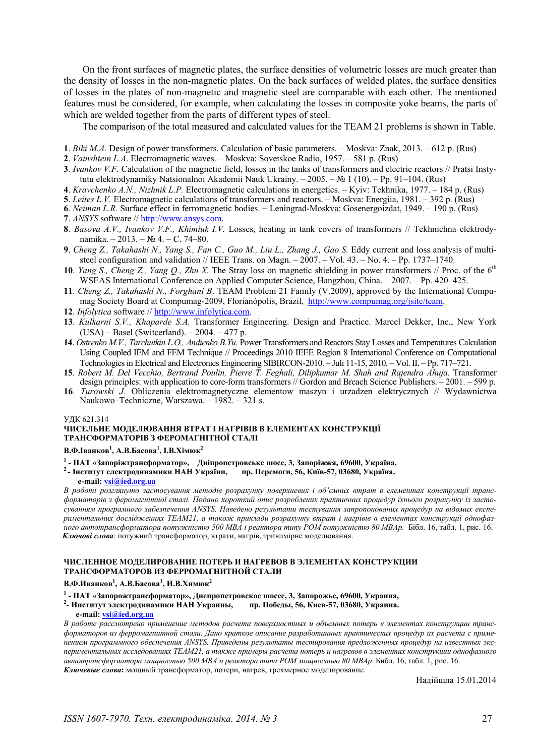On the front surfaces of magnetic plates, the surface densities of volumetric losses are much greater than the density of losses in the non-magnetic plates. On the back surfaces of welded plates, the surface densities of losses in the plates of non-magnetic and magnetic steel are comparable with each other. The mentioned features must be considered, for example, when calculating the losses in composite yoke beams, the parts of which are welded together from the parts of different types of steel.

The comparison of the total measured and calculated values for the TEAM 21 problems is shown in Table.

**1**. *Biki M.A.* Design of power transformers. Calculation of basic parameters. – Moskva: Znak, 2013. – 612 p. (Rus)
**2**. *Vainshtein L.A*. Electromagnetic waves. – Moskva: Sovetskoe Radio, 1957. – 581 p. (Rus)
**3**. *Ivankov V.F.* Calculation of the magnetic field, losses in the tanks of transformers and electric reactors // Pratsi Instytutu elektrodynamiky Natsionalnoi Akademii Nauk Ukrainy. – 2005. – № 1 (10). – Pp. 91–104. (Rus)
**4**. *Kravchenko A.N., Nizhnik L.P.* Electromagnetic calculations in energetics. – Kyiv: Tekhnika, 1977. – 184 p. (Rus)
**5**. *Leites L.V.* Electromagnetic calculations of transformers and reactors. – Moskva: Energiia, 1981. – 392 p. (Rus)
**6**. *Neiman L.R.* Surface effect in ferromagnetic bodies. − Leningrad-Moskva: Gosenergoizdat, 1949. – 190 p. (Rus)
**7**. *ANSYS* software // http://www.ansys.com.
**8**. *Basova A.V., Ivankov V.F., Khimiuk I.V.* Losses, heating in tank covers of transformers // Tekhnichna elektrodynamika. – 2013. – № 4. – C. 74–80.
**9**. *Cheng Z., Takahashi N., Yang S., Fan C., Guo M., Liu L., Zhang J., Gao S.* Eddy current and loss analysis of multi-steel configuration and validation // IEEE Trans. on Magn. – 2007. – Vol. 43. – No. 4. – Pp. 1737–1740.
**10**. *Yang S., Cheng Z., Yang Q., Zhu X.* The Stray loss on magnetic shielding in power transformers // Proc. of the 6th WSEAS International Conference on Applied Computer Science, Hangzhou, China. – 2007. – Pp. 420–425.
**11**. *Cheng Z., Takahashi N., Forghani B*. TEAM Problem 21 Family (V.2009), approved by the International Compumag Society Board at Compumag-2009, Florianópolis, Brazil, http://www.compumag.org/jsite/team.
**12**. *Infolytica* software // http://www.infolytica.com.
**13**. *Kulkarni S.V., Khaparde S.A.* Transformer Engineering. Design and Practice. Marcel Dekker, Inc., New York (USA) – Basel (Switcerland). – 2004. – 477 p.
**14**. *Ostrenko M.V., Tarchutkin L.O., Andienko B.Yu.* Power Transformers and Reactors Stay Losses and Temperatures Calculation Using Coupled IEM and FEM Technique // Proceedings 2010 IEEE Region 8 International Conference on Computational Technologies in Electrical and Electronics Engineering SIBIRCON-2010. – Juli 11-15, 2010. – Vol. II. – Pp. 717–721.
**15**. *Robert M. Del Vecchio, Bertrand Poulin, Pierre T. Feghali, Dilipkumar M. Shah and Rajendra Ahuja.* Transformer design principles: with application to core-form transformers // Gordon and Breach Science Publishers. – 2001. – 599 p.
**16**. *Turowski J.* Obliczenia elektromagnetyczne elementow maszyn i urzadzen elektrycznych // Wydawnictwa Naukowo–Techniczne, Warszawa. – 1982. – 321 s.

УДК 621.314

**ЧИСЕЛЬНЕ МОДЕЛЮВАННЯ ВТРАТ І НАГРІВІВ В ЕЛЕМЕНТАХ КОНСТРУКЦІЇ ТРАНСФОРМАТОРІВ З ФЕРОМАГНІТНОЇ СТАЛІ**

**В.Ф.Іванков[1], А.В.Басова[1], І.В.Хімюк[2]**

**[1] - ПАТ «Запоріжтрансформатор», Дніпропетровське шосе, 3, Запоріжжя, 69600, Україна,**
**[2] - Інститут електродинаміки НАН України, пр. Перемоги, 56, Київ-57, 03680, Україна.**
**e-mail: vsi@ied.org.ua**

*В роботі розглянуто застосування методів розрахунку поверхневих і об'ємних втрат в елементах конструкції трансформаторів з феромагнітної сталі. Подано короткий опис розроблених практичних процедур їхнього розрахунку із застосуванням програмного забезпечення ANSYS. Наведено результати тестування запропонованих процедур на відомих експериментальних дослідженнях TEAM21, а також приклади розрахунку втрат і нагрівів в елементах конструкції однофазного автотрансформатора потужністю 500 МВА і реактора типу РОМ потужністю 80 МВАр.* Бібл. 16, табл. 1, рис. 16.
***Ключові слова***: потужний трансформатор, втрати, нагрів, тривимірне моделювання.

**ЧИСЛЕННОЕ МОДЕЛИРОВАНИЕ ПОТЕРЬ И НАГРЕВОВ В ЭЛЕМЕНТАХ КОНСТРУКЦИИ ТРАНСФОРМАТОРОВ ИЗ ФЕРРОМАГНИТНОЙ СТАЛИ**

**В.Ф.Иванков[1], А.В.Басова[1], И.В.Химюк[2]**

**[1] - ПАТ «Запорожтрансформатор», Днепропетровское шоссе, 3, Запорожье, 69600, Украина,**
**[2]- Институт электродинамики НАН Украины, пр. Победы, 56, Киев-57, 03680, Украина.**
**e-mail: vsi@ied.org.ua**

*В работе рассмотрено применение методов расчета поверхностных и объемных потерь в элементах конструкции трансформаторов из ферромагнитной стали. Дано краткое описание разработанных практических процедур их расчета с применением программного обеспечения ANSYS. Приведены результаты тестирования предложенных процедур на известных экспериментальных исследованиях TEAM21, а также примеры расчета потерь и нагревов в элементах конструкции однофазного автотрансформатора мощностью 500 МВА и реактора типа РОМ мощностью 80 МВАр*. Библ. 16, табл. 1, рис. 16.
***Ключевые слова*:** мощный трансформатор, потери, нагрев, трехмерное моделирование.

Надійшла 15.01.2014